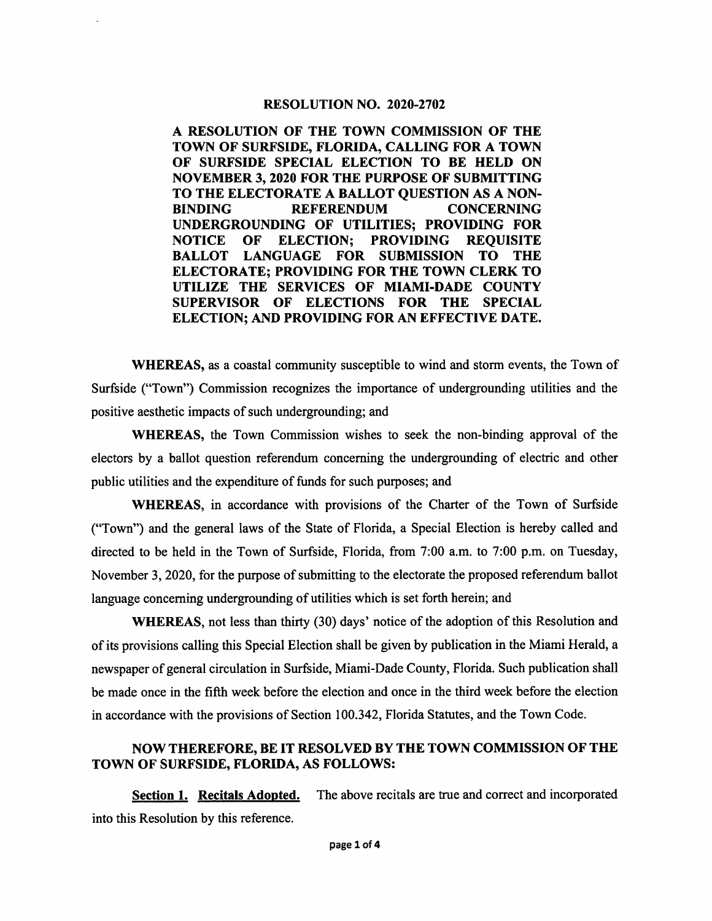# RESOLUTION NO. 2020-2702

**A RESOLUTION OF THE TOWN COMMISSION OF THE TOWN OF SURFSIDE, FLORIDA, CALLING FOR A TOWN OF SURFSIDE SPECIAL ELECTION TO BE HELD ON NOVEMBER 3, 2020 FOR THE PURPOSE OF SUBMITTING TO THE ELECTORATE A BALLOT QUESTION AS A NON-BINDING REFERENDUM CONCERNING UNDERGROUNDING OF UTILITIES; PROVIDING FOR NOTICE OF ELECTION; PROVIDING REQUISITE BALLOT LANGUAGE FOR SUBMISSION TO THE ELECTORATE; PROVIDING FOR THE TOWN CLERK TO UTILIZE THE SERVICES OF MIAMI-DADE COUNTY SUPERVISOR OF ELECTIONS FOR THE SPECIAL ELECTION; AND PROVIDING FOR AN EFFECTIVE DATE.**

**WHEREAS,** as a coastal community susceptible to wind and storm events, the Town of Surfside ("Town") Commission recognizes the importance of undergrounding utilities and the positive aesthetic impacts of such undergrounding; and

**WHEREAS,** the Town Commission wishes to seek the non-binding approval of the electors by a ballot question referendum concerning the undergrounding of electric and other public utilities and the expenditure of funds for such purposes; and

**WHEREAS,** in accordance with provisions of the Charter of the Town of Surfside ("Town") and the general laws of the State of Florida, a Special Election is hereby called and directed to be held in the Town of Surfside, Florida, from 7:00 a.m. to 7:00 p.m. on Tuesday, November 3, 2020, for the purpose of submitting to the electorate the proposed referendum ballot language concerning undergrounding of utilities which is set forth herein; and

**WHEREAS,** not less than thirty (30) days' notice of the adoption of this Resolution and of its provisions calling this Special Election shall be given by publication in the Miami Herald, a newspaper of general circulation in Surfside, Miami-Dade County, Florida. Such publication shall be made once in the fifth week before the election and once in the third week before the election in accordance with the provisions of Section 100.342, Florida Statutes, and the Town Code.

**NOW THEREFORE, BE IT RESOLVED BY THE TOWN COMMISSION OF THE TOWN OF SURFSIDE, FLORIDA, AS FOLLOWS:**

**<u>Section 1. Recitals Adopted.</u>** The above recitals are true and correct and incorporated into this Resolution by this reference.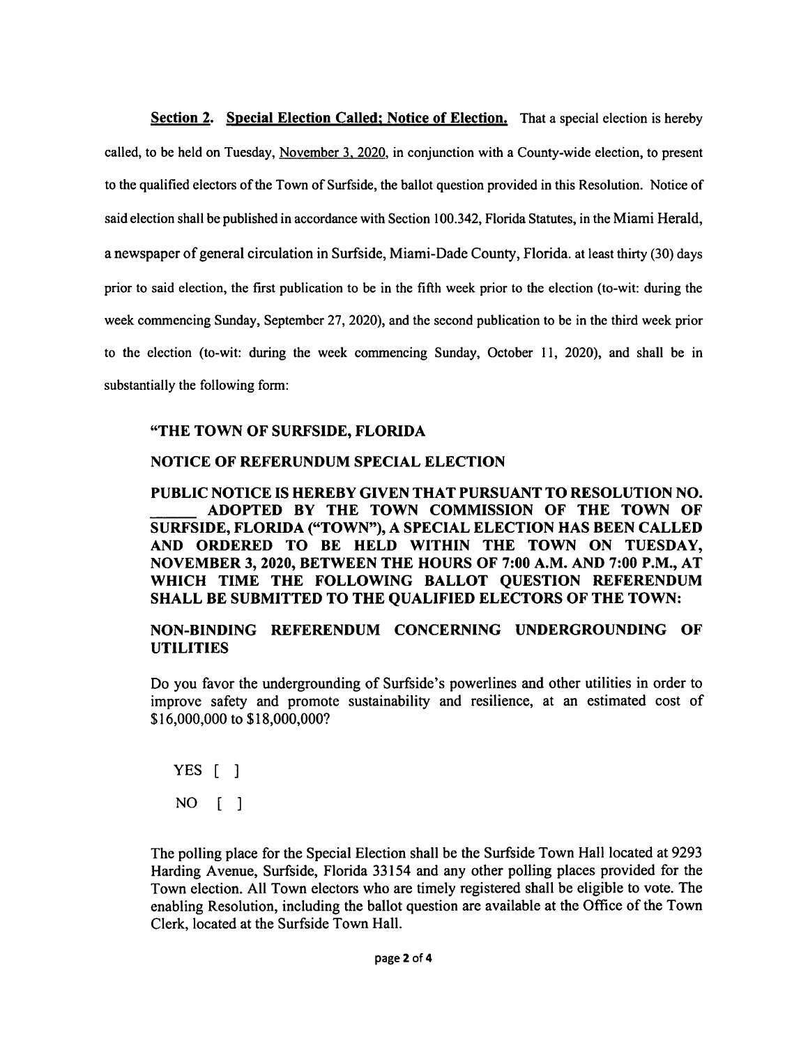**<u>Section 2. Special Election Called; Notice of Election.</u>** That a special election is hereby called, to be held on Tuesday, <u>November 3, 2020</u>, in conjunction with a County-wide election, to present to the qualified electors of the Town of Surfside, the ballot question provided in this Resolution. Notice of said election shall be published in accordance with Section 100.342, Florida Statutes, in the Miami Herald, a newspaper of general circulation in Surfside, Miami-Dade County, Florida. at least thirty (30) days prior to said election, the first publication to be in the fifth week prior to the election (to-wit: during the week commencing Sunday, September 27, 2020), and the second publication to be in the third week prior to the election (to-wit: during the week commencing Sunday, October 11, 2020), and shall be in substantially the following form:

**"THE TOWN OF SURFSIDE, FLORIDA**

**NOTICE OF REFERUNDUM SPECIAL ELECTION**

**PUBLIC NOTICE IS HEREBY GIVEN THAT PURSUANT TO RESOLUTION NO. \_\_\_\_\_ ADOPTED BY THE TOWN COMMISSION OF THE TOWN OF SURFSIDE, FLORIDA ("TOWN"), A SPECIAL ELECTION HAS BEEN CALLED AND ORDERED TO BE HELD WITHIN THE TOWN ON TUESDAY, NOVEMBER 3, 2020, BETWEEN THE HOURS OF 7:00 A.M. AND 7:00 P.M., AT WHICH TIME THE FOLLOWING BALLOT QUESTION REFERENDUM SHALL BE SUBMITTED TO THE QUALIFIED ELECTORS OF THE TOWN:**

**NON-BINDING REFERENDUM CONCERNING UNDERGROUNDING OF UTILITIES**

Do you favor the undergrounding of Surfside's powerlines and other utilities in order to improve safety and promote sustainability and resilience, at an estimated cost of $16,000,000 to $18,000,000?

YES [ ]

NO [ ]

The polling place for the Special Election shall be the Surfside Town Hall located at 9293 Harding Avenue, Surfside, Florida 33154 and any other polling places provided for the Town election. All Town electors who are timely registered shall be eligible to vote. The enabling Resolution, including the ballot question are available at the Office of the Town Clerk, located at the Surfside Town Hall.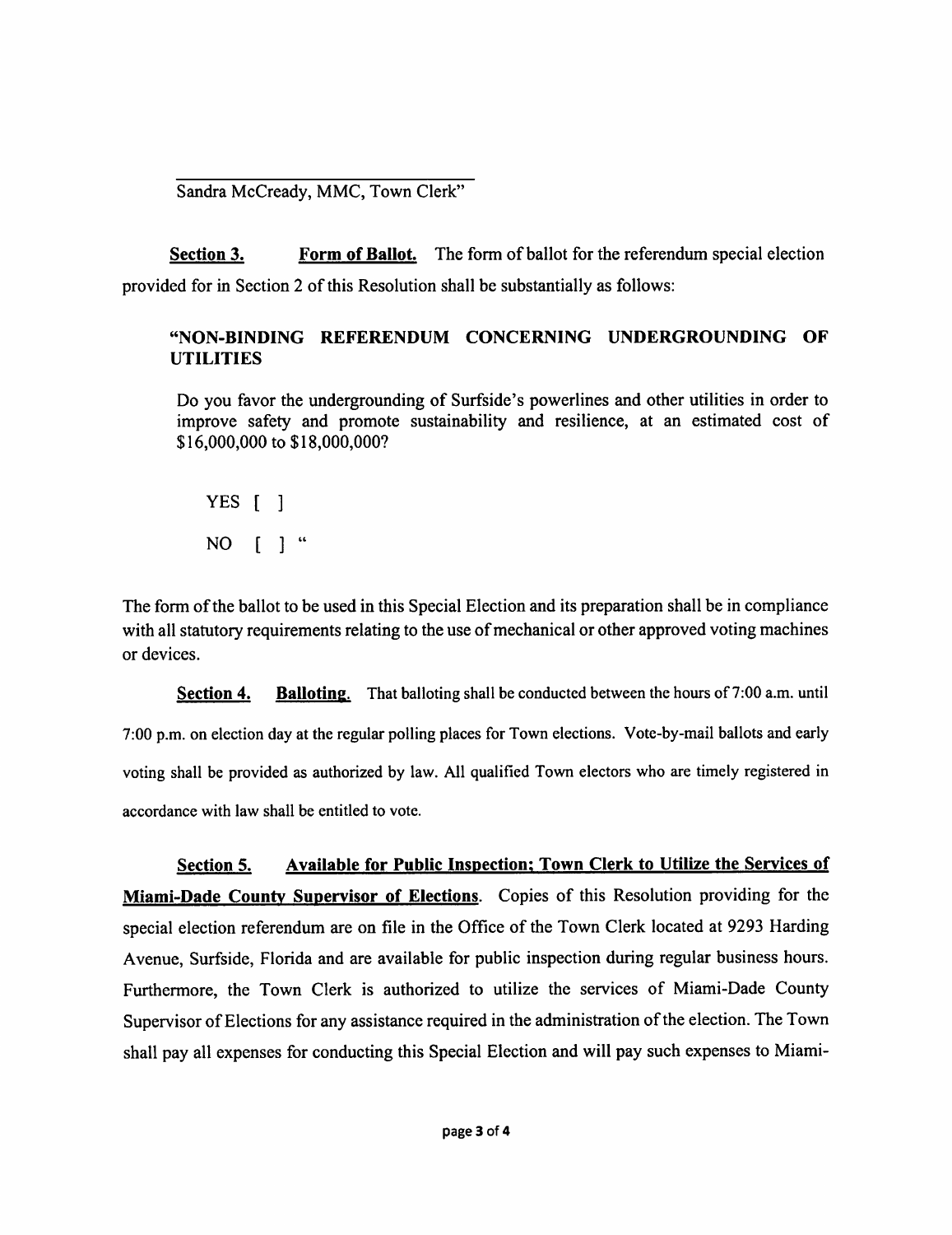______________________________

Sandra McCready, MMC, Town Clerk"

**Section 3.** **Form of Ballot.** The form of ballot for the referendum special election provided for in Section 2 of this Resolution shall be substantially as follows:

> **"NON-BINDING REFERENDUM CONCERNING UNDERGROUNDING OF UTILITIES**
>
> Do you favor the undergrounding of Surfside's powerlines and other utilities in order to improve safety and promote sustainability and resilience, at an estimated cost of $16,000,000 to $18,000,000?
>
> YES [ ]
>
> NO [ ] "

The form of the ballot to be used in this Special Election and its preparation shall be in compliance with all statutory requirements relating to the use of mechanical or other approved voting machines or devices.

**Section 4.** **Balloting.** That balloting shall be conducted between the hours of 7:00 a.m. until 7:00 p.m. on election day at the regular polling places for Town elections. Vote-by-mail ballots and early voting shall be provided as authorized by law. All qualified Town electors who are timely registered in accordance with law shall be entitled to vote.

**Section 5.** **Available for Public Inspection; Town Clerk to Utilize the Services of Miami-Dade County Supervisor of Elections.** Copies of this Resolution providing for the special election referendum are on file in the Office of the Town Clerk located at 9293 Harding Avenue, Surfside, Florida and are available for public inspection during regular business hours. Furthermore, the Town Clerk is authorized to utilize the services of Miami-Dade County Supervisor of Elections for any assistance required in the administration of the election. The Town shall pay all expenses for conducting this Special Election and will pay such expenses to Miami-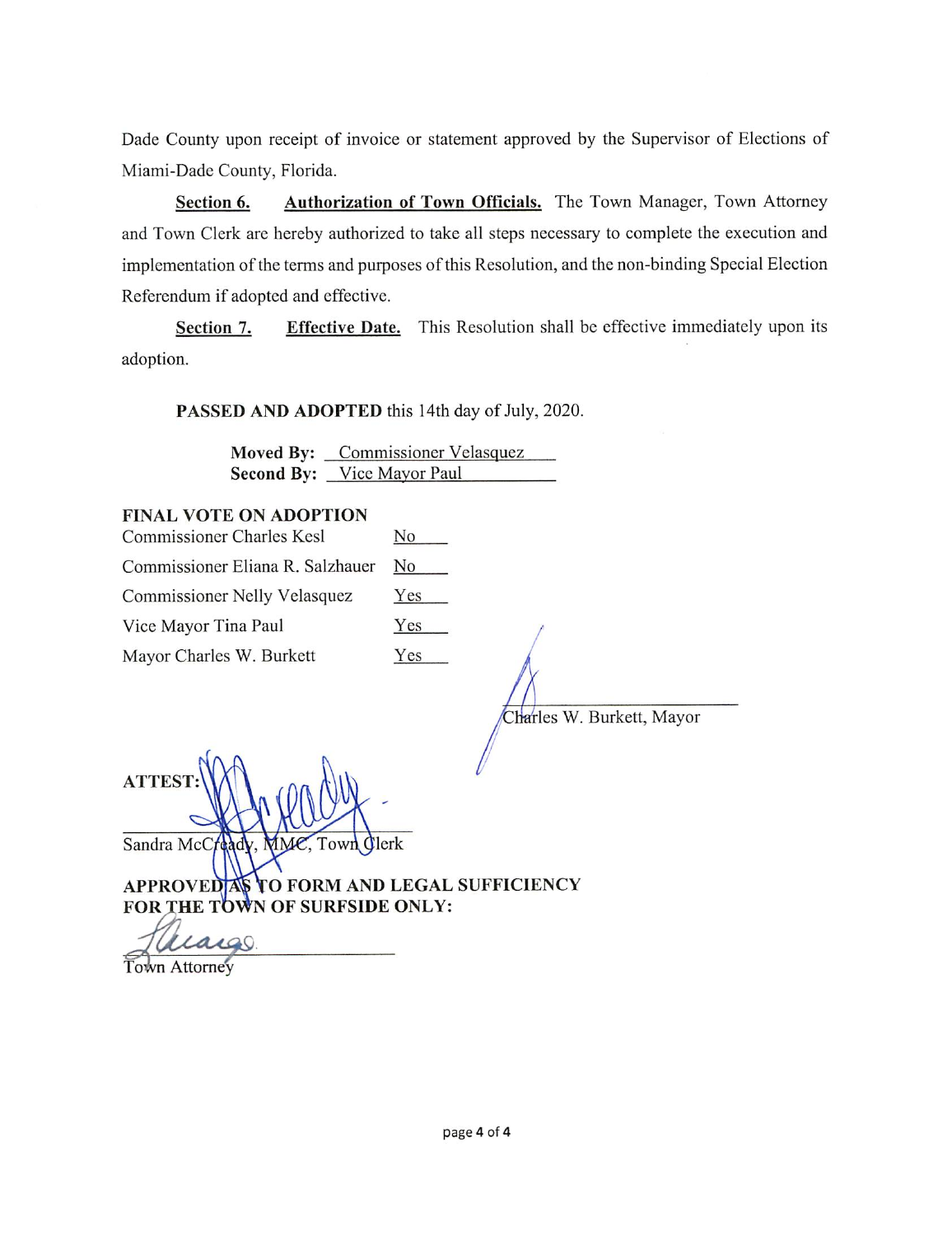Dade County upon receipt of invoice or statement approved by the Supervisor of Elections of Miami-Dade County, Florida.

**Section 6.** **Authorization of Town Officials.** The Town Manager, Town Attorney and Town Clerk are hereby authorized to take all steps necessary to complete the execution and implementation of the terms and purposes of this Resolution, and the non-binding Special Election Referendum if adopted and effective.

**Section 7.** **Effective Date.** This Resolution shall be effective immediately upon its adoption.

**PASSED AND ADOPTED** this 14th day of July, 2020.

**Moved By:** Commissioner Velasquez
**Second By:** Vice Mayor Paul

**FINAL VOTE ON ADOPTION**

| | |
|---|---|
| Commissioner Charles Kesl | No |
| Commissioner Eliana R. Salzhauer | No |
| Commissioner Nelly Velasquez | Yes |
| Vice Mayor Tina Paul | Yes |
| Mayor Charles W. Burkett | Yes |

Charles W. Burkett, Mayor

ATTEST:

Sandra McCready, MMC, Town Clerk

**APPROVED AS TO FORM AND LEGAL SUFFICIENCY FOR THE TOWN OF SURFSIDE ONLY:**

Town Attorney